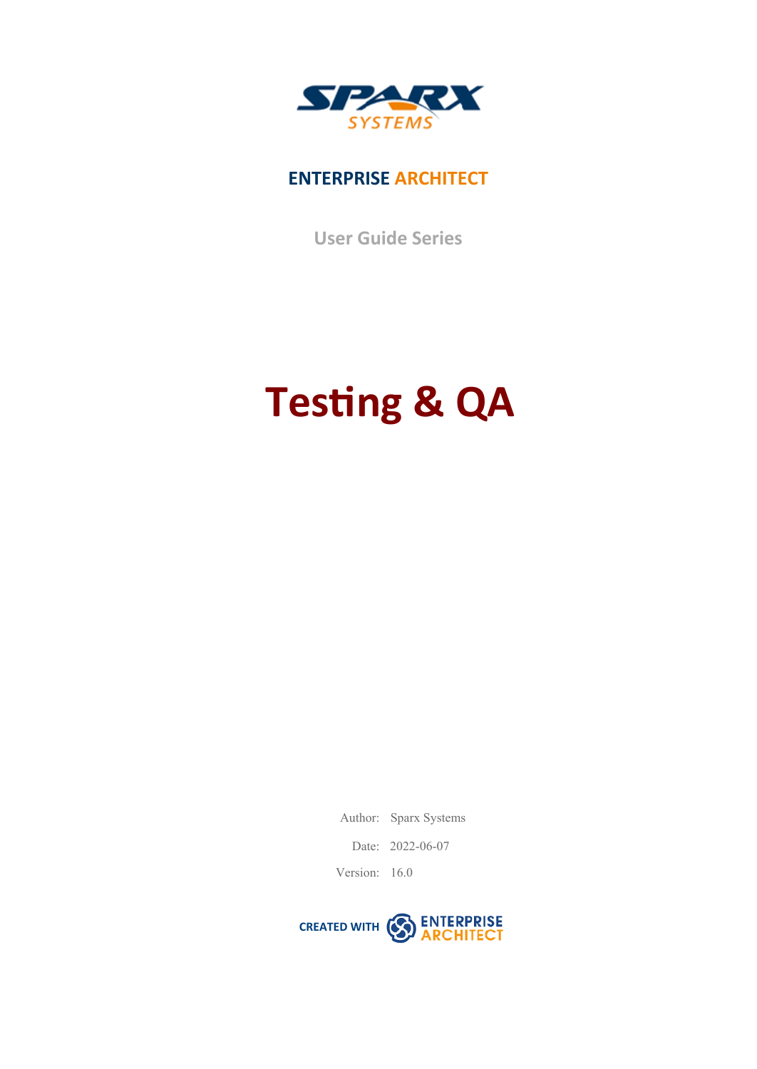SPARX SYSTEMS

**ENTERPRISE ARCHITECT**

User Guide Series

# Testing & QA

Author: Sparx Systems

Date: 2022-06-07

Version: 16.0

CREATED WITH ENTERPRISE ARCHITECT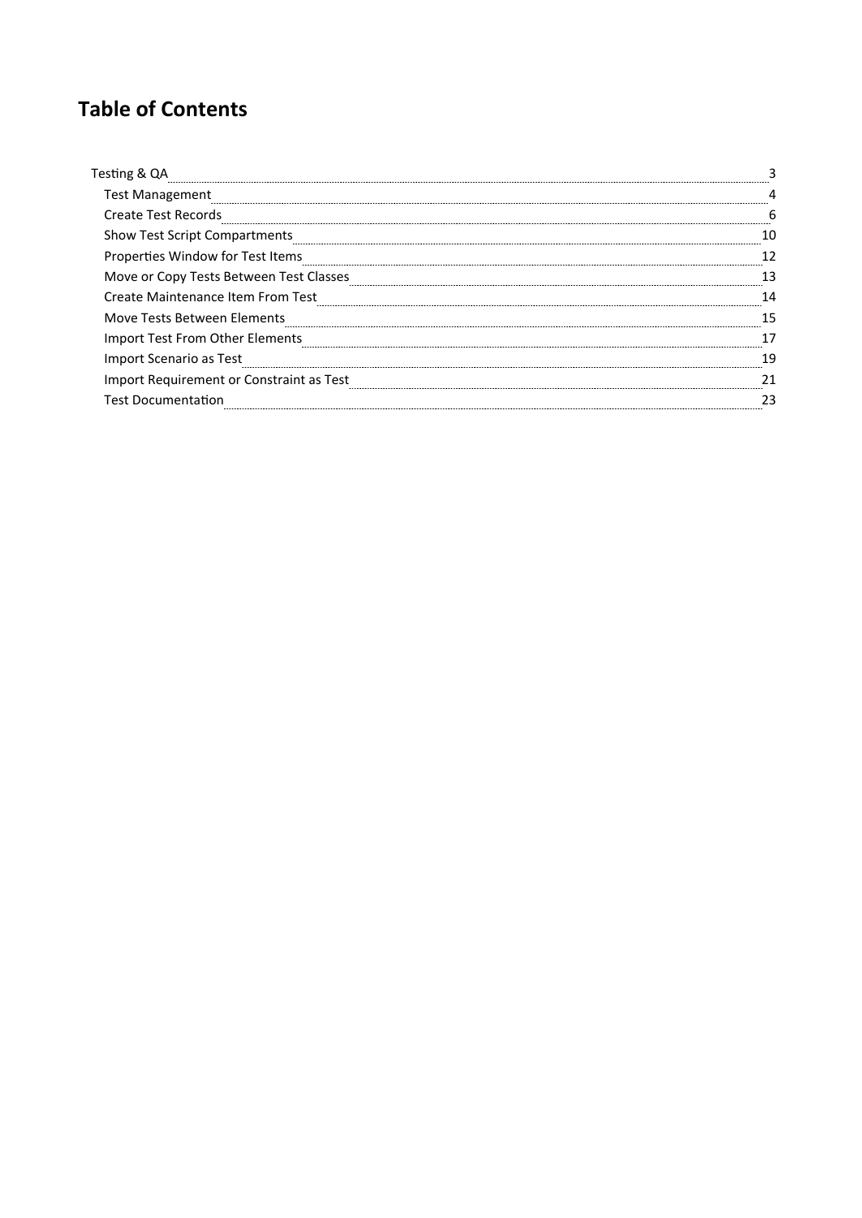# Table of Contents

- Testing & QA ... 3
  - Test Management ... 4
  - Create Test Records ... 6
  - Show Test Script Compartments ... 10
  - Properties Window for Test Items ... 12
  - Move or Copy Tests Between Test Classes ... 13
  - Create Maintenance Item From Test ... 14
  - Move Tests Between Elements ... 15
  - Import Test From Other Elements ... 17
  - Import Scenario as Test ... 19
  - Import Requirement or Constraint as Test ... 21
  - Test Documentation ... 23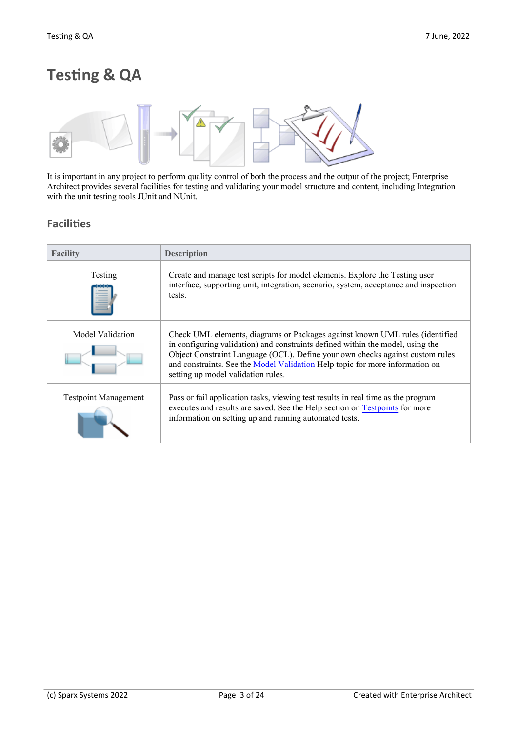# Testing & QA

It is important in any project to perform quality control of both the process and the output of the project; Enterprise Architect provides several facilities for testing and validating your model structure and content, including Integration with the unit testing tools JUnit and NUnit.

## Facilities

| Facility | Description |
|---|---|
| Testing | Create and manage test scripts for model elements. Explore the Testing user interface, supporting unit, integration, scenario, system, acceptance and inspection tests. |
| Model Validation | Check UML elements, diagrams or Packages against known UML rules (identified in configuring validation) and constraints defined within the model, using the Object Constraint Language (OCL). Define your own checks against custom rules and constraints. See the Model Validation Help topic for more information on setting up model validation rules. |
| Testpoint Management | Pass or fail application tasks, viewing test results in real time as the program executes and results are saved. See the Help section on Testpoints for more information on setting up and running automated tests. |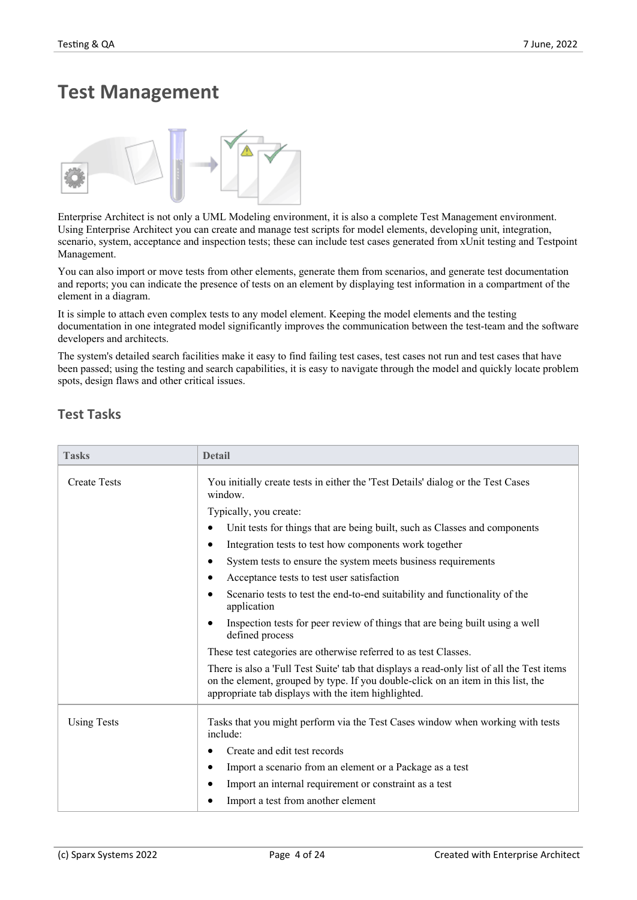# Test Management

Enterprise Architect is not only a UML Modeling environment, it is also a complete Test Management environment. Using Enterprise Architect you can create and manage test scripts for model elements, developing unit, integration, scenario, system, acceptance and inspection tests; these can include test cases generated from xUnit testing and Testpoint Management.

You can also import or move tests from other elements, generate them from scenarios, and generate test documentation and reports; you can indicate the presence of tests on an element by displaying test information in a compartment of the element in a diagram.

It is simple to attach even complex tests to any model element. Keeping the model elements and the testing documentation in one integrated model significantly improves the communication between the test-team and the software developers and architects.

The system's detailed search facilities make it easy to find failing test cases, test cases not run and test cases that have been passed; using the testing and search capabilities, it is easy to navigate through the model and quickly locate problem spots, design flaws and other critical issues.

## Test Tasks

| Tasks | Detail |
| --- | --- |
| Create Tests | You initially create tests in either the 'Test Details' dialog or the Test Cases window.<br><br>Typically, you create:<br>• Unit tests for things that are being built, such as Classes and components<br>• Integration tests to test how components work together<br>• System tests to ensure the system meets business requirements<br>• Acceptance tests to test user satisfaction<br>• Scenario tests to test the end-to-end suitability and functionality of the application<br>• Inspection tests for peer review of things that are being built using a well defined process<br><br>These test categories are otherwise referred to as test Classes.<br><br>There is also a 'Full Test Suite' tab that displays a read-only list of all the Test items on the element, grouped by type. If you double-click on an item in this list, the appropriate tab displays with the item highlighted. |
| Using Tests | Tasks that you might perform via the Test Cases window when working with tests include:<br>• Create and edit test records<br>• Import a scenario from an element or a Package as a test<br>• Import an internal requirement or constraint as a test<br>• Import a test from another element |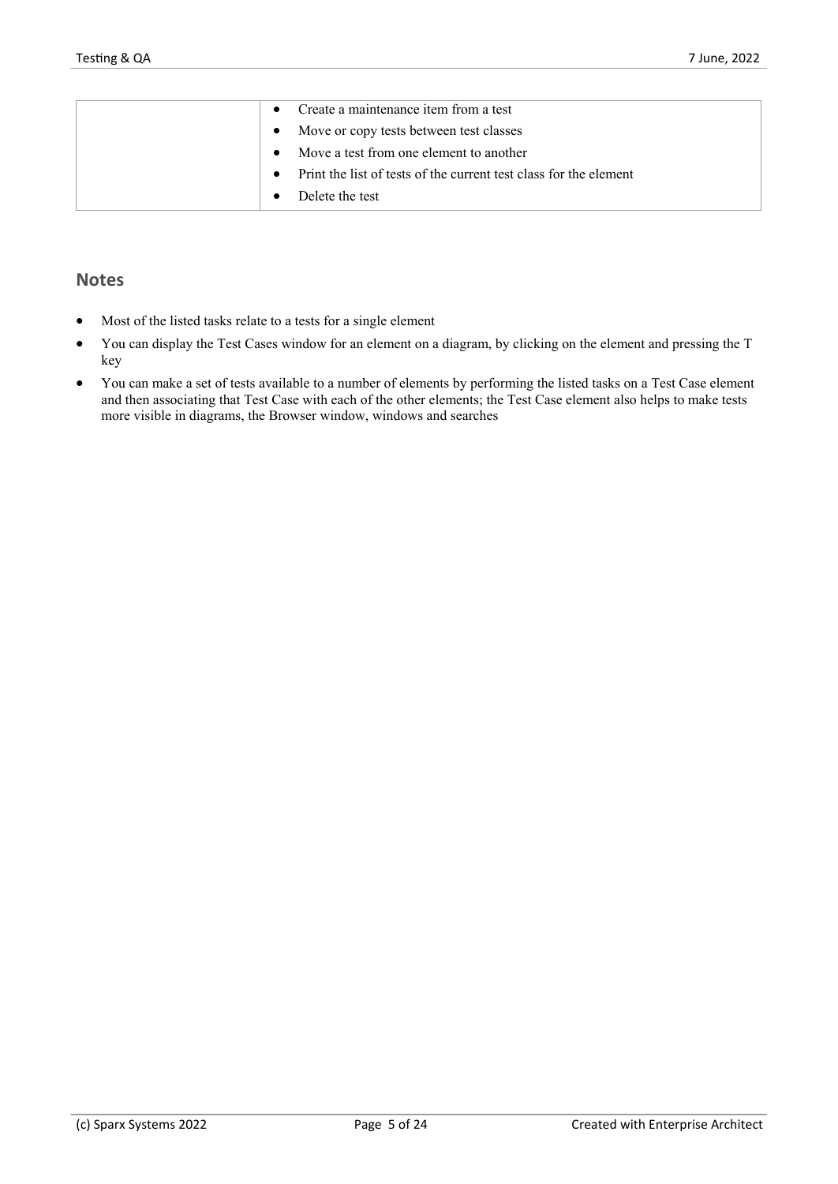|  | <ul><li>Create a maintenance item from a test</li><li>Move or copy tests between test classes</li><li>Move a test from one element to another</li><li>Print the list of tests of the current test class for the element</li><li>Delete the test</li></ul> |
|---|---|

## Notes

- Most of the listed tasks relate to a tests for a single element
- You can display the Test Cases window for an element on a diagram, by clicking on the element and pressing the T key
- You can make a set of tests available to a number of elements by performing the listed tasks on a Test Case element and then associating that Test Case with each of the other elements; the Test Case element also helps to make tests more visible in diagrams, the Browser window, windows and searches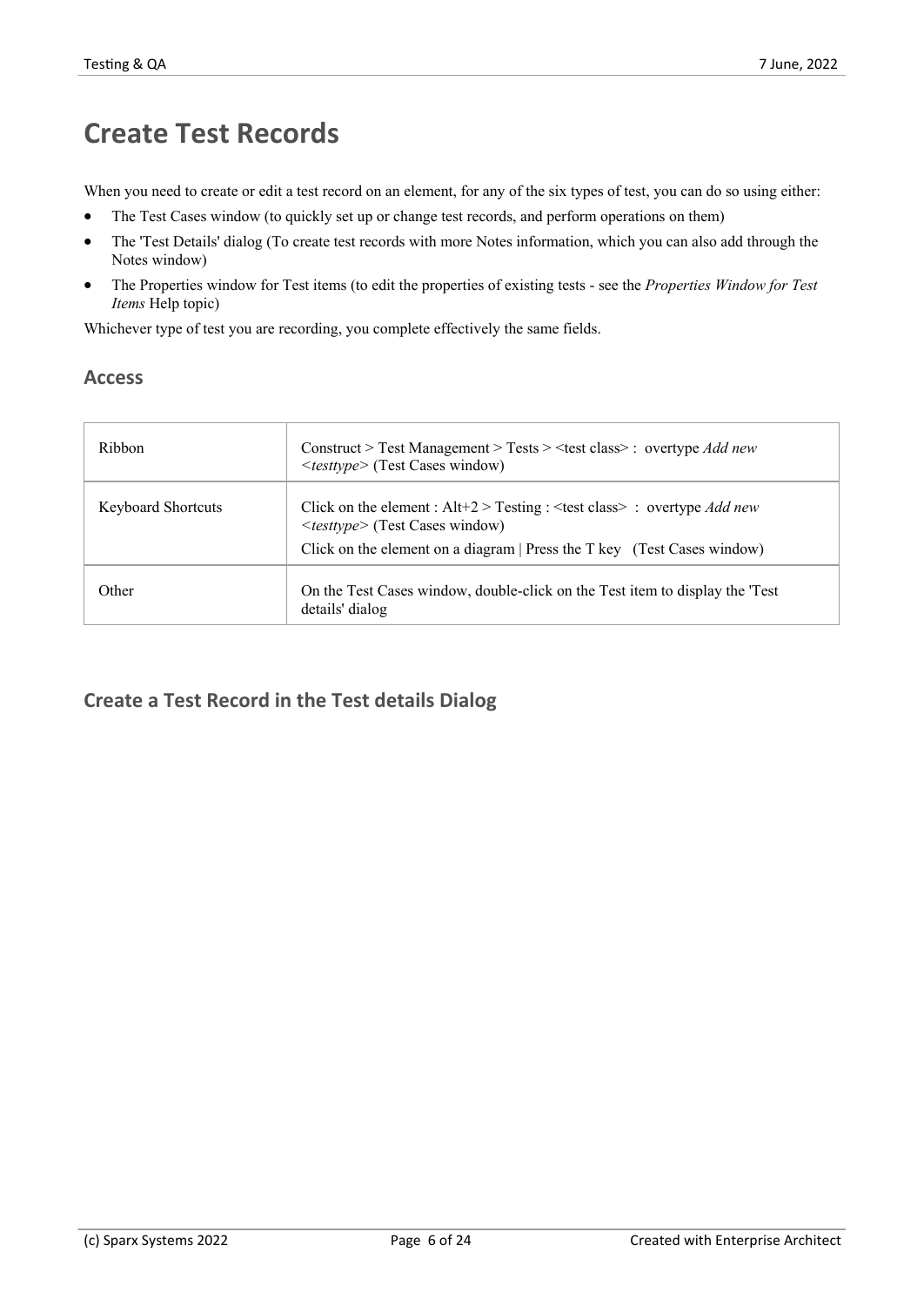# Create Test Records

When you need to create or edit a test record on an element, for any of the six types of test, you can do so using either:

- The Test Cases window (to quickly set up or change test records, and perform operations on them)
- The 'Test Details' dialog (To create test records with more Notes information, which you can also add through the Notes window)
- The Properties window for Test items (to edit the properties of existing tests - see the *Properties Window for Test Items* Help topic)

Whichever type of test you are recording, you complete effectively the same fields.

## Access

| | |
|---|---|
| Ribbon | Construct > Test Management > Tests > <test class> : overtype *Add new <testtype>* (Test Cases window) |
| Keyboard Shortcuts | Click on the element : Alt+2 > Testing : <test class> : overtype *Add new <testtype>* (Test Cases window)<br>Click on the element on a diagram \| Press the T key (Test Cases window) |
| Other | On the Test Cases window, double-click on the Test item to display the 'Test details' dialog |

## Create a Test Record in the Test details Dialog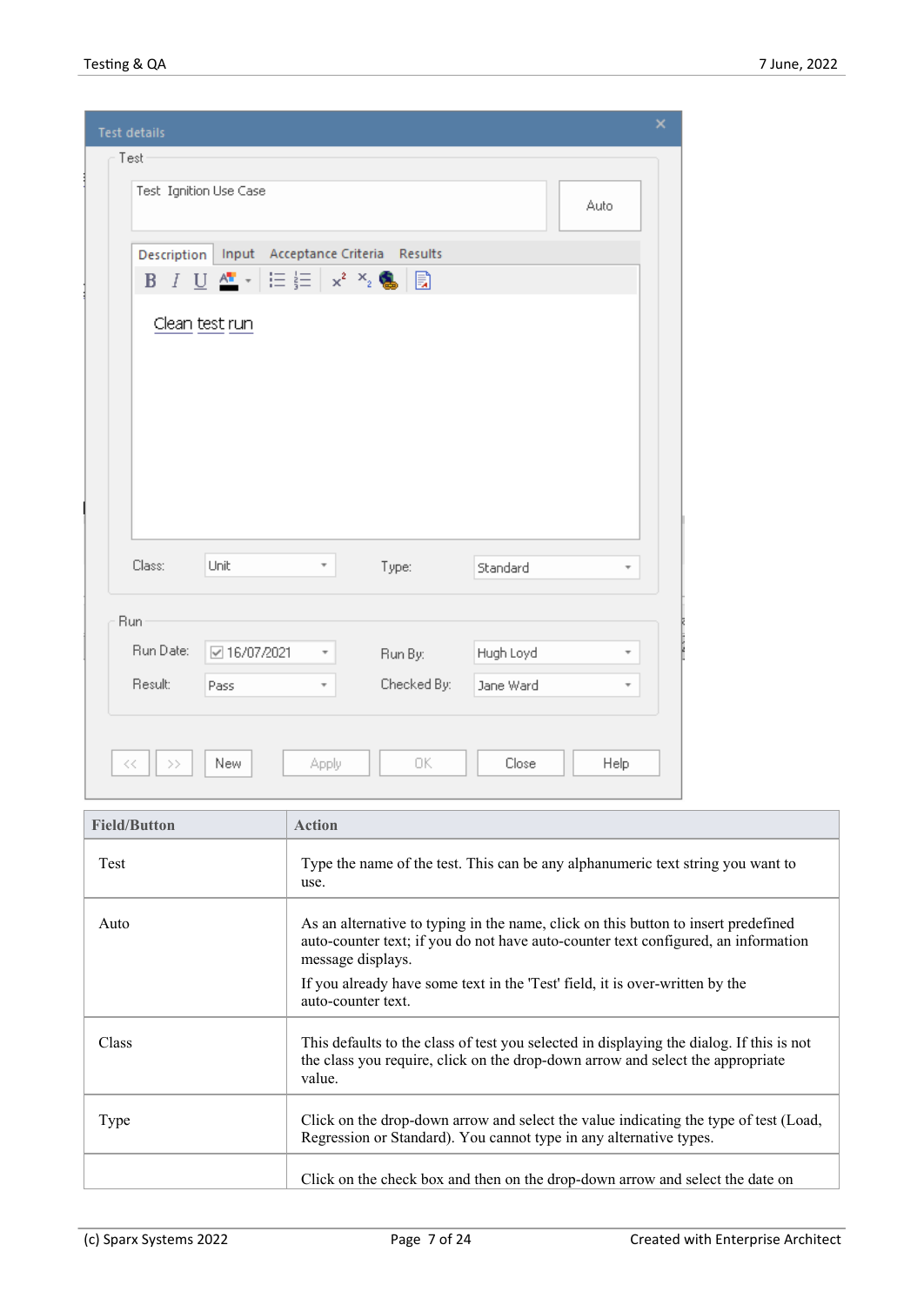| Field/Button | Action |
| --- | --- |
| Test | Type the name of the test. This can be any alphanumeric text string you want to use. |
| Auto | As an alternative to typing in the name, click on this button to insert predefined auto-counter text; if you do not have auto-counter text configured, an information message displays.<br><br>If you already have some text in the 'Test' field, it is over-written by the auto-counter text. |
| Class | This defaults to the class of test you selected in displaying the dialog. If this is not the class you require, click on the drop-down arrow and select the appropriate value. |
| Type | Click on the drop-down arrow and select the value indicating the type of test (Load, Regression or Standard). You cannot type in any alternative types. |
| | Click on the check box and then on the drop-down arrow and select the date on |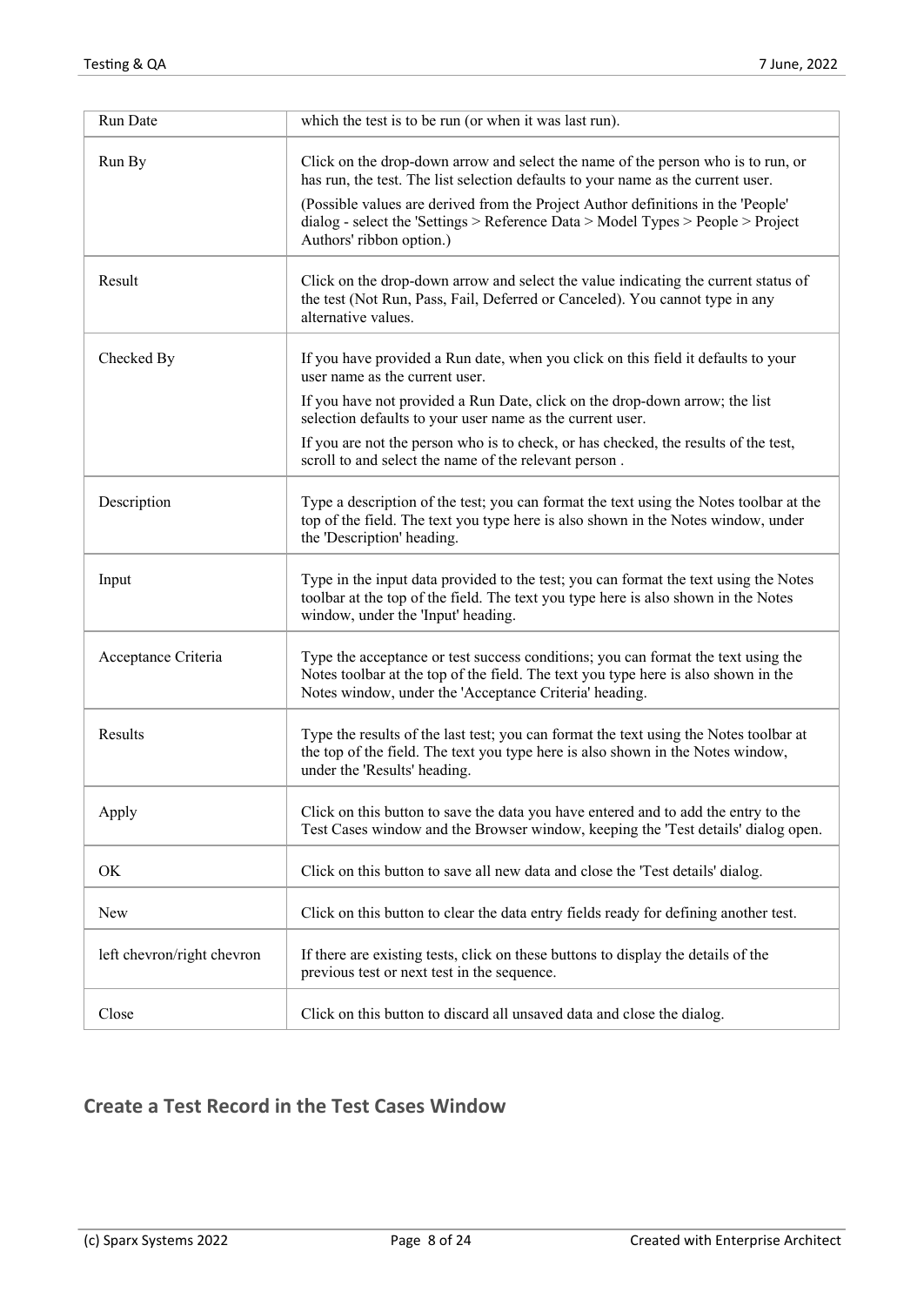| | |
|---|---|
| Run Date | which the test is to be run (or when it was last run). |
| Run By | Click on the drop-down arrow and select the name of the person who is to run, or has run, the test. The list selection defaults to your name as the current user.<br>(Possible values are derived from the Project Author definitions in the 'People' dialog - select the 'Settings > Reference Data > Model Types > People > Project Authors' ribbon option.) |
| Result | Click on the drop-down arrow and select the value indicating the current status of the test (Not Run, Pass, Fail, Deferred or Canceled). You cannot type in any alternative values. |
| Checked By | If you have provided a Run date, when you click on this field it defaults to your user name as the current user.<br>If you have not provided a Run Date, click on the drop-down arrow; the list selection defaults to your user name as the current user.<br>If you are not the person who is to check, or has checked, the results of the test, scroll to and select the name of the relevant person . |
| Description | Type a description of the test; you can format the text using the Notes toolbar at the top of the field. The text you type here is also shown in the Notes window, under the 'Description' heading. |
| Input | Type in the input data provided to the test; you can format the text using the Notes toolbar at the top of the field. The text you type here is also shown in the Notes window, under the 'Input' heading. |
| Acceptance Criteria | Type the acceptance or test success conditions; you can format the text using the Notes toolbar at the top of the field. The text you type here is also shown in the Notes window, under the 'Acceptance Criteria' heading. |
| Results | Type the results of the last test; you can format the text using the Notes toolbar at the top of the field. The text you type here is also shown in the Notes window, under the 'Results' heading. |
| Apply | Click on this button to save the data you have entered and to add the entry to the Test Cases window and the Browser window, keeping the 'Test details' dialog open. |
| OK | Click on this button to save all new data and close the 'Test details' dialog. |
| New | Click on this button to clear the data entry fields ready for defining another test. |
| left chevron/right chevron | If there are existing tests, click on these buttons to display the details of the previous test or next test in the sequence. |
| Close | Click on this button to discard all unsaved data and close the dialog. |

## Create a Test Record in the Test Cases Window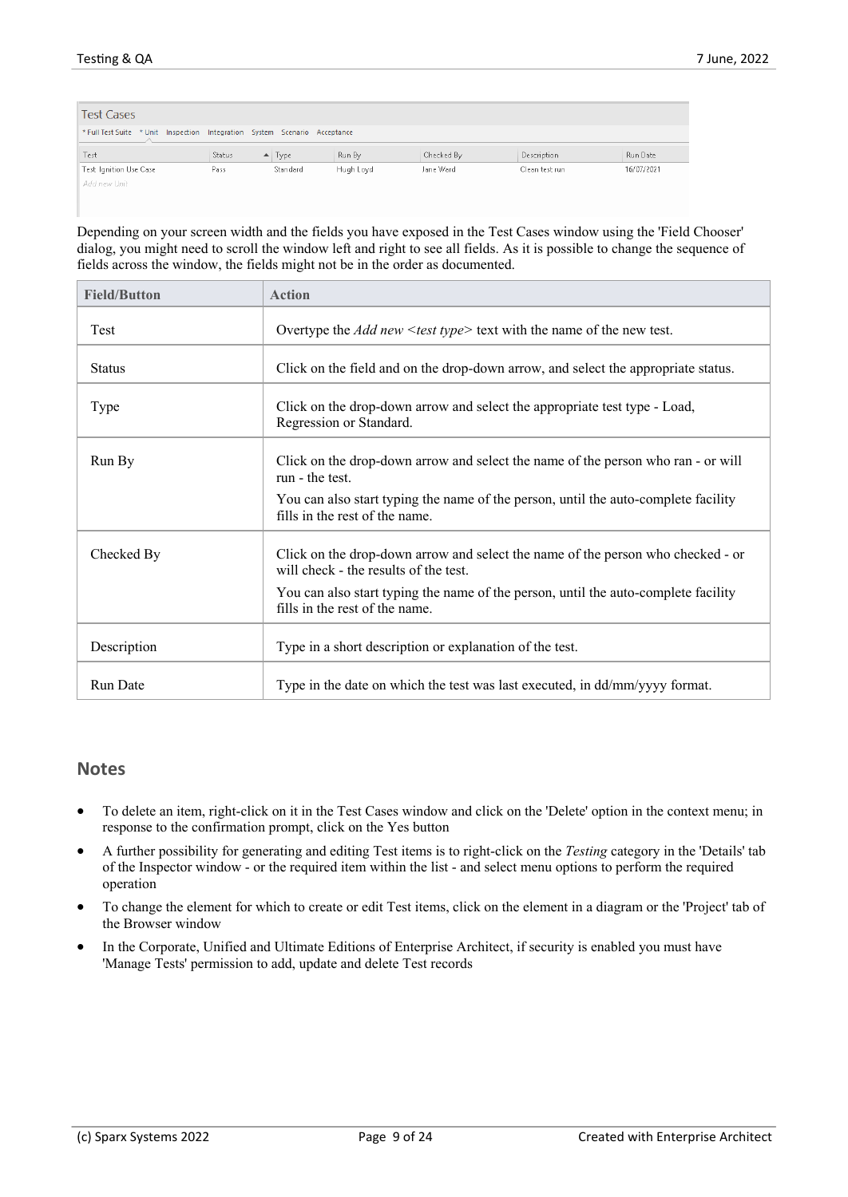Depending on your screen width and the fields you have exposed in the Test Cases window using the 'Field Chooser' dialog, you might need to scroll the window left and right to see all fields. As it is possible to change the sequence of fields across the window, the fields might not be in the order as documented.

| Field/Button | Action |
| --- | --- |
| Test | Overtype the *Add new <test type>* text with the name of the new test. |
| Status | Click on the field and on the drop-down arrow, and select the appropriate status. |
| Type | Click on the drop-down arrow and select the appropriate test type - Load, Regression or Standard. |
| Run By | Click on the drop-down arrow and select the name of the person who ran - or will run - the test.<br><br>You can also start typing the name of the person, until the auto-complete facility fills in the rest of the name. |
| Checked By | Click on the drop-down arrow and select the name of the person who checked - or will check - the results of the test.<br><br>You can also start typing the name of the person, until the auto-complete facility fills in the rest of the name. |
| Description | Type in a short description or explanation of the test. |
| Run Date | Type in the date on which the test was last executed, in dd/mm/yyyy format. |

## Notes

- To delete an item, right-click on it in the Test Cases window and click on the 'Delete' option in the context menu; in response to the confirmation prompt, click on the Yes button
- A further possibility for generating and editing Test items is to right-click on the *Testing* category in the 'Details' tab of the Inspector window - or the required item within the list - and select menu options to perform the required operation
- To change the element for which to create or edit Test items, click on the element in a diagram or the 'Project' tab of the Browser window
- In the Corporate, Unified and Ultimate Editions of Enterprise Architect, if security is enabled you must have 'Manage Tests' permission to add, update and delete Test records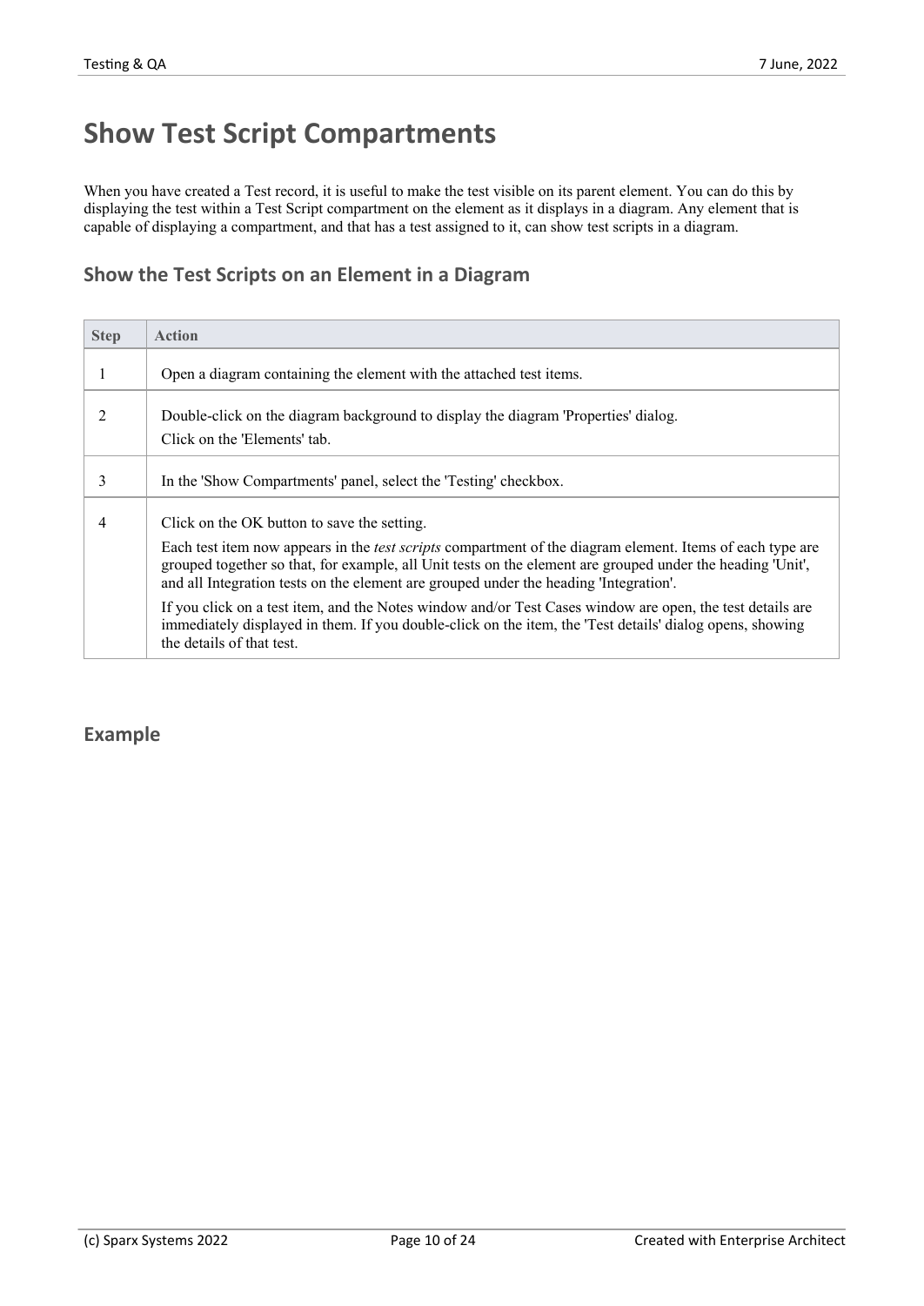# Show Test Script Compartments

When you have created a Test record, it is useful to make the test visible on its parent element. You can do this by displaying the test within a Test Script compartment on the element as it displays in a diagram. Any element that is capable of displaying a compartment, and that has a test assigned to it, can show test scripts in a diagram.

## Show the Test Scripts on an Element in a Diagram

| Step | Action |
| --- | --- |
| 1 | Open a diagram containing the element with the attached test items. |
| 2 | Double-click on the diagram background to display the diagram 'Properties' dialog.<br>Click on the 'Elements' tab. |
| 3 | In the 'Show Compartments' panel, select the 'Testing' checkbox. |
| 4 | Click on the OK button to save the setting.<br>Each test item now appears in the *test scripts* compartment of the diagram element. Items of each type are grouped together so that, for example, all Unit tests on the element are grouped under the heading 'Unit', and all Integration tests on the element are grouped under the heading 'Integration'.<br>If you click on a test item, and the Notes window and/or Test Cases window are open, the test details are immediately displayed in them. If you double-click on the item, the 'Test details' dialog opens, showing the details of that test. |

## Example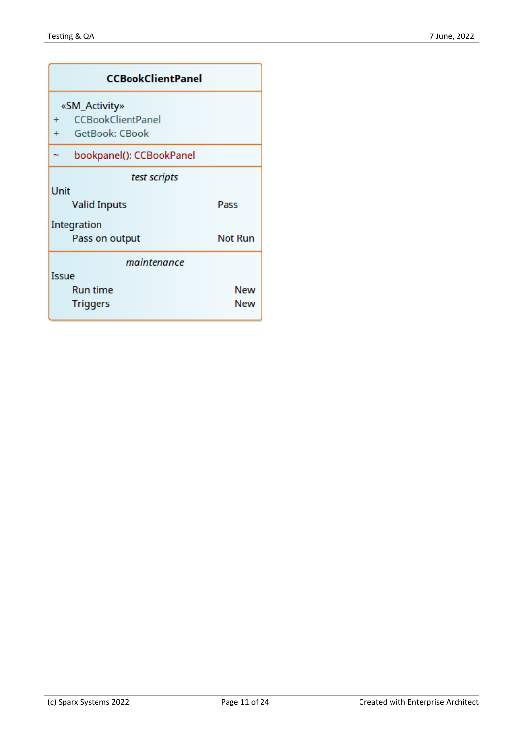**CCBookClientPanel**

«SM_Activity»
+ CCBookClientPanel
+ GetBook: CBook

~ bookpanel(): CCBookPanel

*test scripts*

Unit

| | |
|---|---|
| Valid Inputs | Pass |

Integration

| | |
|---|---|
| Pass on output | Not Run |

*maintenance*

Issue

| | |
|---|---|
| Run time | New |
| Triggers | New |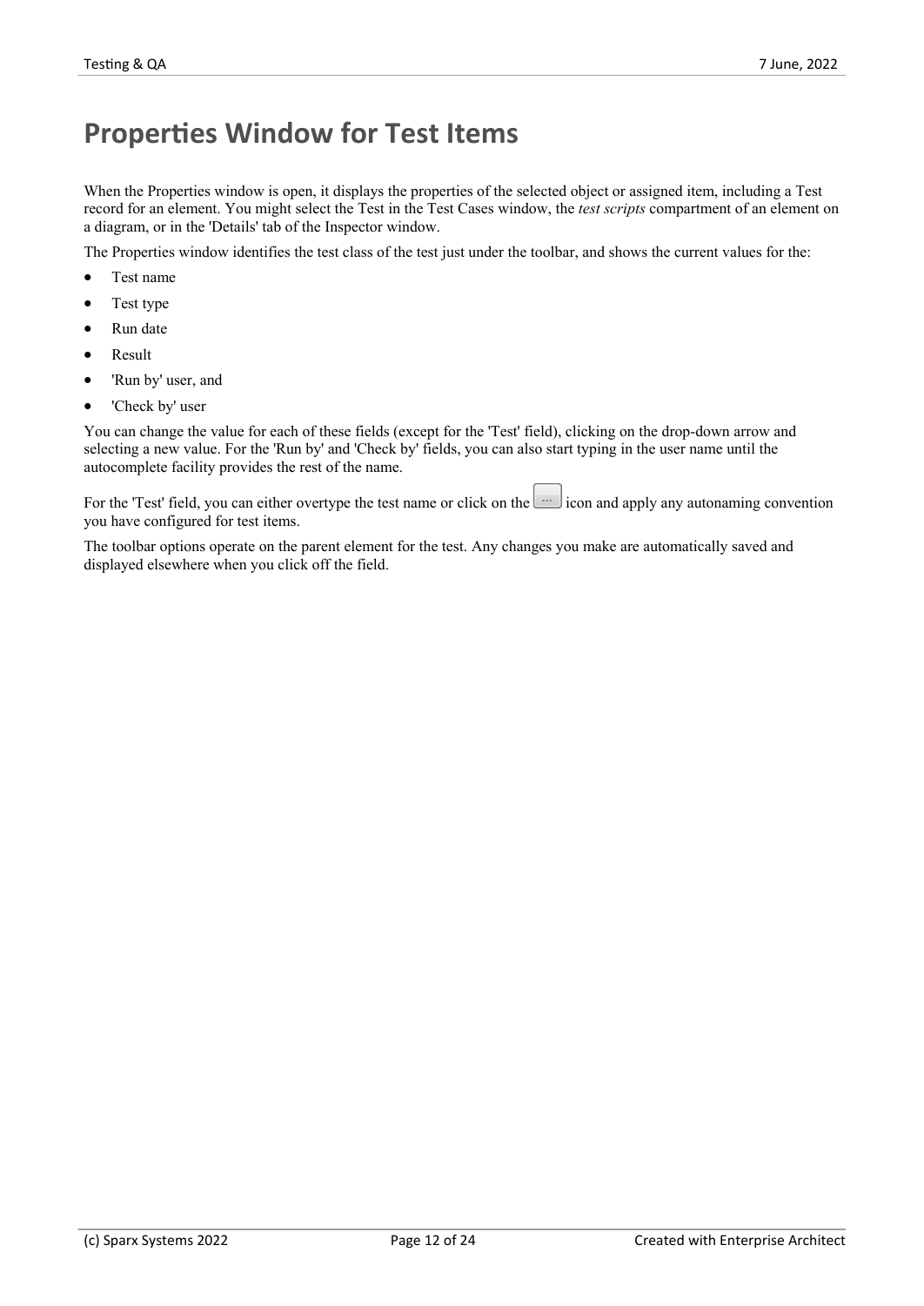# Properties Window for Test Items

When the Properties window is open, it displays the properties of the selected object or assigned item, including a Test record for an element. You might select the Test in the Test Cases window, the *test scripts* compartment of an element on a diagram, or in the 'Details' tab of the Inspector window.

The Properties window identifies the test class of the test just under the toolbar, and shows the current values for the:

- Test name
- Test type
- Run date
- Result
- 'Run by' user, and
- 'Check by' user

You can change the value for each of these fields (except for the 'Test' field), clicking on the drop-down arrow and selecting a new value. For the 'Run by' and 'Check by' fields, you can also start typing in the user name until the autocomplete facility provides the rest of the name.

For the 'Test' field, you can either overtype the test name or click on the ... icon and apply any autonaming convention you have configured for test items.

The toolbar options operate on the parent element for the test. Any changes you make are automatically saved and displayed elsewhere when you click off the field.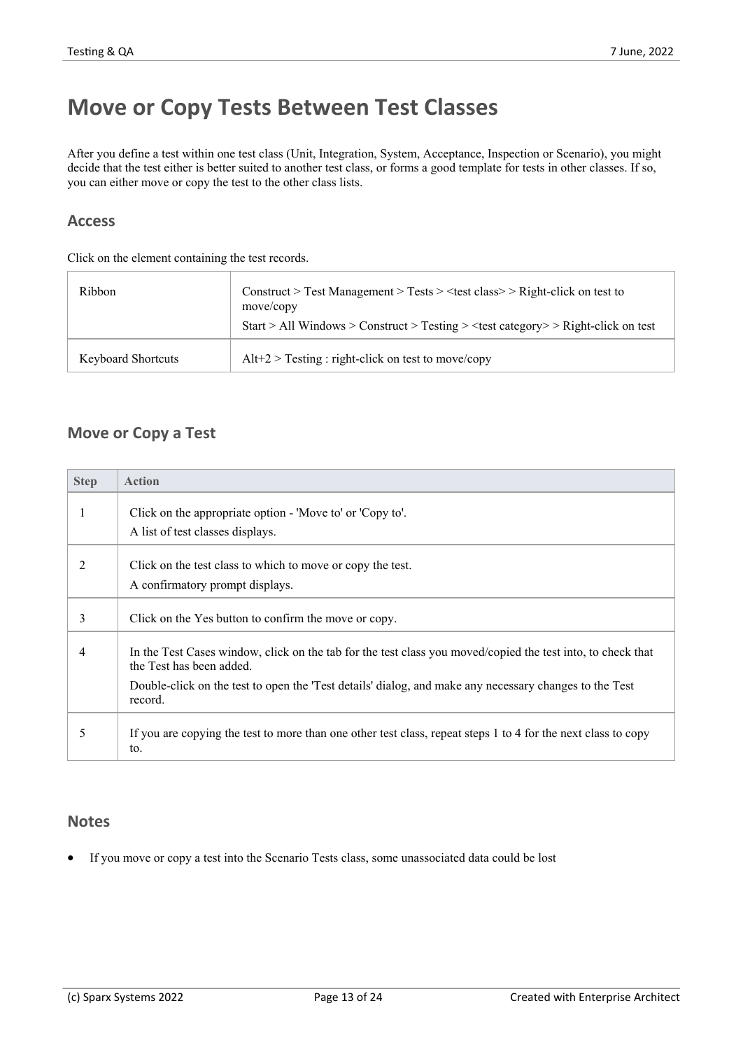# Move or Copy Tests Between Test Classes

After you define a test within one test class (Unit, Integration, System, Acceptance, Inspection or Scenario), you might decide that the test either is better suited to another test class, or forms a good template for tests in other classes. If so, you can either move or copy the test to the other class lists.

## Access

Click on the element containing the test records.

| | |
|---|---|
| Ribbon | Construct > Test Management > Tests > <test class> > Right-click on test to move/copy<br>Start > All Windows > Construct > Testing > <test category> > Right-click on test |
| Keyboard Shortcuts | Alt+2 > Testing : right-click on test to move/copy |

## Move or Copy a Test

| Step | Action |
|---|---|
| 1 | Click on the appropriate option - 'Move to' or 'Copy to'.<br>A list of test classes displays. |
| 2 | Click on the test class to which to move or copy the test.<br>A confirmatory prompt displays. |
| 3 | Click on the Yes button to confirm the move or copy. |
| 4 | In the Test Cases window, click on the tab for the test class you moved/copied the test into, to check that the Test has been added.<br>Double-click on the test to open the 'Test details' dialog, and make any necessary changes to the Test record. |
| 5 | If you are copying the test to more than one other test class, repeat steps 1 to 4 for the next class to copy to. |

## Notes

- If you move or copy a test into the Scenario Tests class, some unassociated data could be lost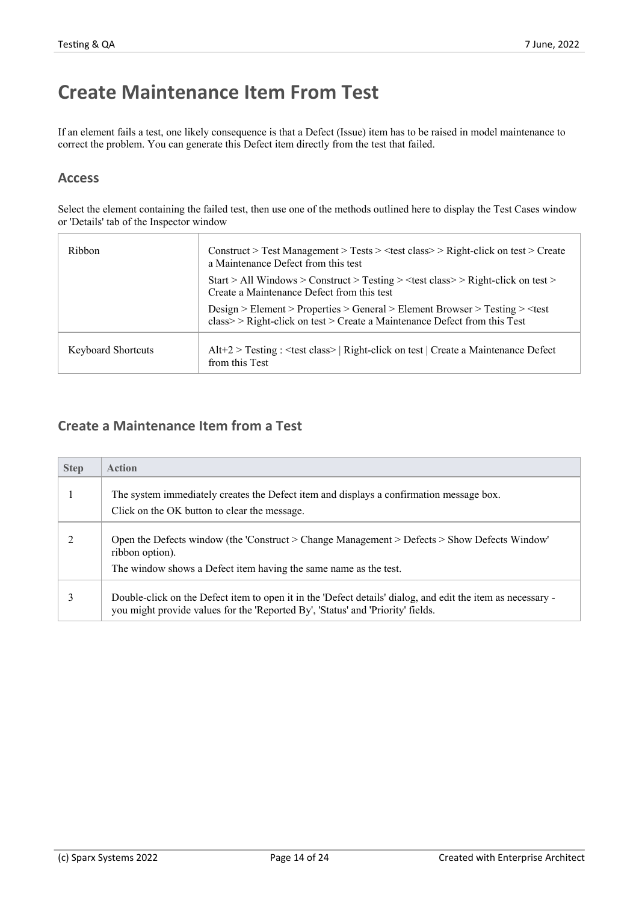# Create Maintenance Item From Test

If an element fails a test, one likely consequence is that a Defect (Issue) item has to be raised in model maintenance to correct the problem. You can generate this Defect item directly from the test that failed.

## Access

Select the element containing the failed test, then use one of the methods outlined here to display the Test Cases window or 'Details' tab of the Inspector window

| | |
|---|---|
| Ribbon | Construct > Test Management > Tests > <test class> > Right-click on test > Create a Maintenance Defect from this test<br>Start > All Windows > Construct > Testing > <test class> > Right-click on test > Create a Maintenance Defect from this test<br>Design > Element > Properties > General > Element Browser > Testing > <test class> > Right-click on test > Create a Maintenance Defect from this Test |
| Keyboard Shortcuts | Alt+2 > Testing : <test class> \| Right-click on test \| Create a Maintenance Defect from this Test |

## Create a Maintenance Item from a Test

| Step | Action |
|---|---|
| 1 | The system immediately creates the Defect item and displays a confirmation message box.<br>Click on the OK button to clear the message. |
| 2 | Open the Defects window (the 'Construct > Change Management > Defects > Show Defects Window' ribbon option).<br>The window shows a Defect item having the same name as the test. |
| 3 | Double-click on the Defect item to open it in the 'Defect details' dialog, and edit the item as necessary - you might provide values for the 'Reported By', 'Status' and 'Priority' fields. |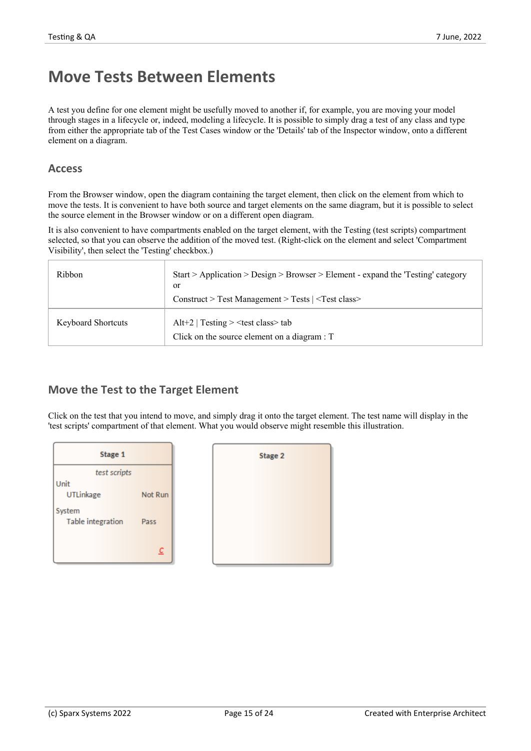# Move Tests Between Elements

A test you define for one element might be usefully moved to another if, for example, you are moving your model through stages in a lifecycle or, indeed, modeling a lifecycle. It is possible to simply drag a test of any class and type from either the appropriate tab of the Test Cases window or the 'Details' tab of the Inspector window, onto a different element on a diagram.

## Access

From the Browser window, open the diagram containing the target element, then click on the element from which to move the tests. It is convenient to have both source and target elements on the same diagram, but it is possible to select the source element in the Browser window or on a different open diagram.

It is also convenient to have compartments enabled on the target element, with the Testing (test scripts) compartment selected, so that you can observe the addition of the moved test. (Right-click on the element and select 'Compartment Visibility', then select the 'Testing' checkbox.)

| | |
|---|---|
| Ribbon | Start > Application > Design > Browser > Element - expand the 'Testing' category<br>or<br>Construct > Test Management > Tests \| <Test class> |
| Keyboard Shortcuts | Alt+2 \| Testing > <test class> tab<br>Click on the source element on a diagram : T |

## Move the Test to the Target Element

Click on the test that you intend to move, and simply drag it onto the target element. The test name will display in the 'test scripts' compartment of that element. What you would observe might resemble this illustration.

| Stage 1 | |
|---|---|
| *test scripts* | |
| Unit | |
| UTLinkage | Not Run |
| System | |
| Table integration | Pass |

| Stage 2 |
|---|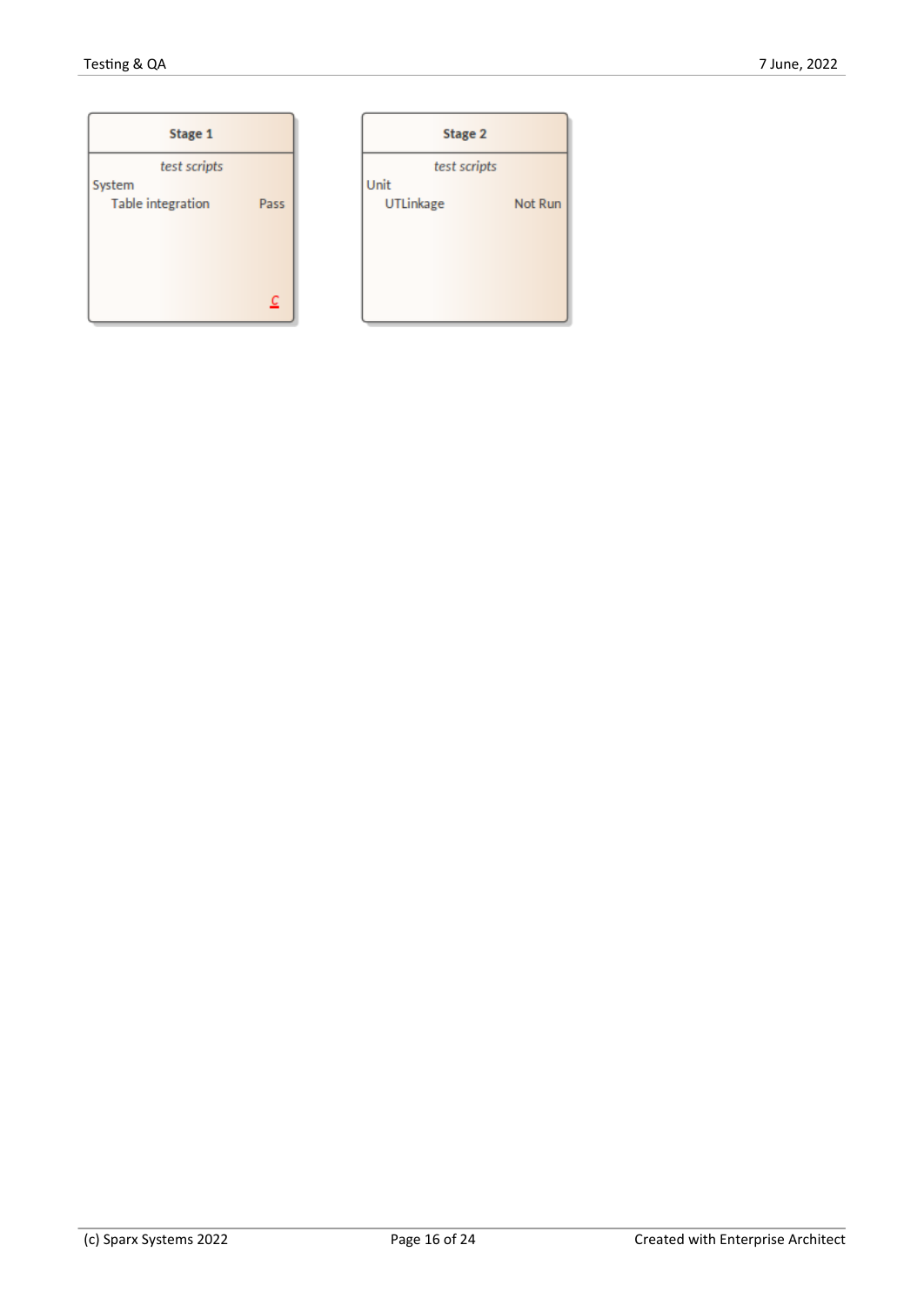**Stage 1**

*test scripts*

System

| Table integration | Pass |
| --- | --- |

C

**Stage 2**

*test scripts*

Unit

| UTLinkage | Not Run |
| --- | --- |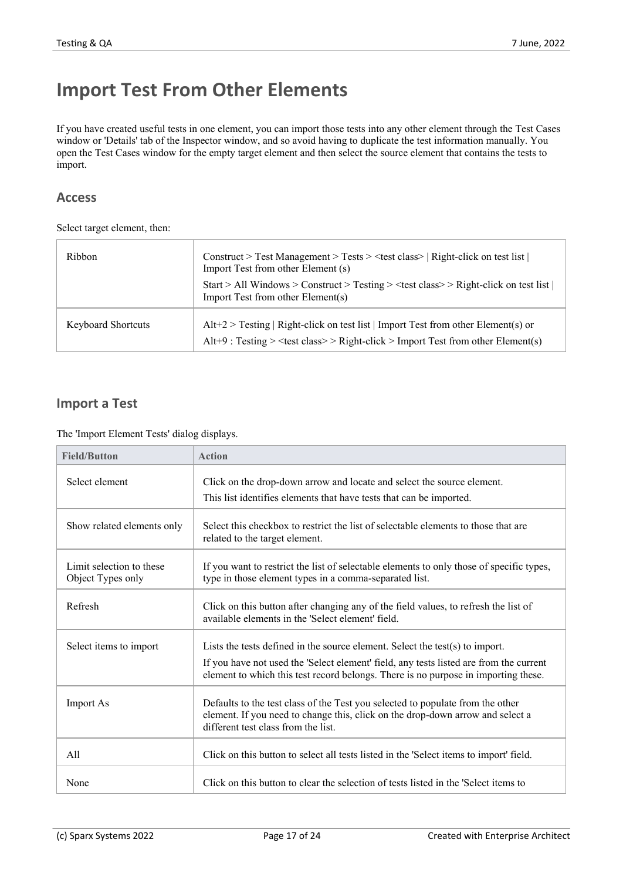# Import Test From Other Elements

If you have created useful tests in one element, you can import those tests into any other element through the Test Cases window or 'Details' tab of the Inspector window, and so avoid having to duplicate the test information manually. You open the Test Cases window for the empty target element and then select the source element that contains the tests to import.

## Access

Select target element, then:

| | |
|---|---|
| Ribbon | Construct > Test Management > Tests > <test class> \| Right-click on test list \| Import Test from other Element (s)<br>Start > All Windows > Construct > Testing > <test class> > Right-click on test list \| Import Test from other Element(s) |
| Keyboard Shortcuts | Alt+2 > Testing \| Right-click on test list \| Import Test from other Element(s) or<br>Alt+9 : Testing > <test class> > Right-click > Import Test from other Element(s) |

## Import a Test

The 'Import Element Tests' dialog displays.

| Field/Button | Action |
|---|---|
| Select element | Click on the drop-down arrow and locate and select the source element.<br>This list identifies elements that have tests that can be imported. |
| Show related elements only | Select this checkbox to restrict the list of selectable elements to those that are related to the target element. |
| Limit selection to these Object Types only | If you want to restrict the list of selectable elements to only those of specific types, type in those element types in a comma-separated list. |
| Refresh | Click on this button after changing any of the field values, to refresh the list of available elements in the 'Select element' field. |
| Select items to import | Lists the tests defined in the source element. Select the test(s) to import.<br>If you have not used the 'Select element' field, any tests listed are from the current element to which this test record belongs. There is no purpose in importing these. |
| Import As | Defaults to the test class of the Test you selected to populate from the other element. If you need to change this, click on the drop-down arrow and select a different test class from the list. |
| All | Click on this button to select all tests listed in the 'Select items to import' field. |
| None | Click on this button to clear the selection of tests listed in the 'Select items to |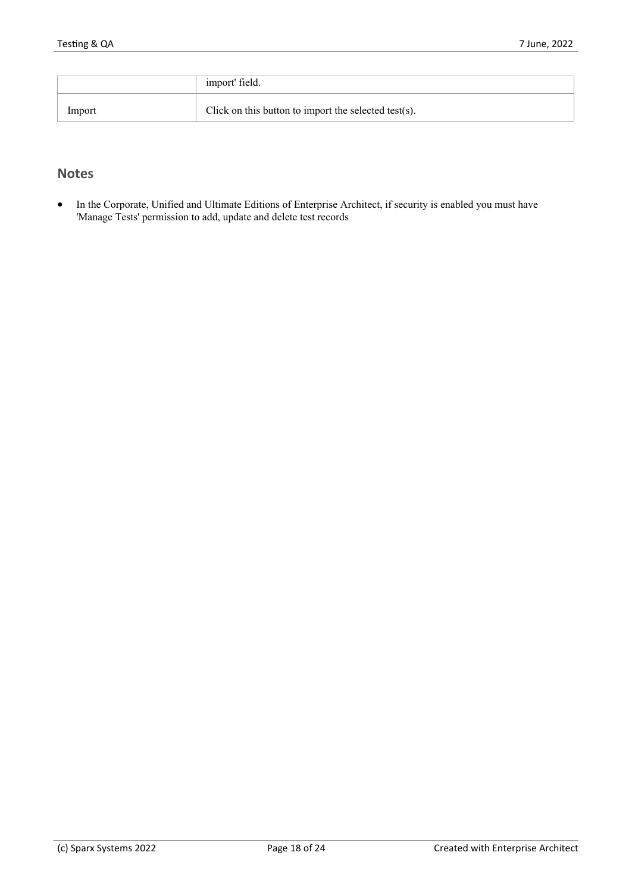| | |
|---|---|
| | import' field. |
| Import | Click on this button to import the selected test(s). |

## Notes

- In the Corporate, Unified and Ultimate Editions of Enterprise Architect, if security is enabled you must have 'Manage Tests' permission to add, update and delete test records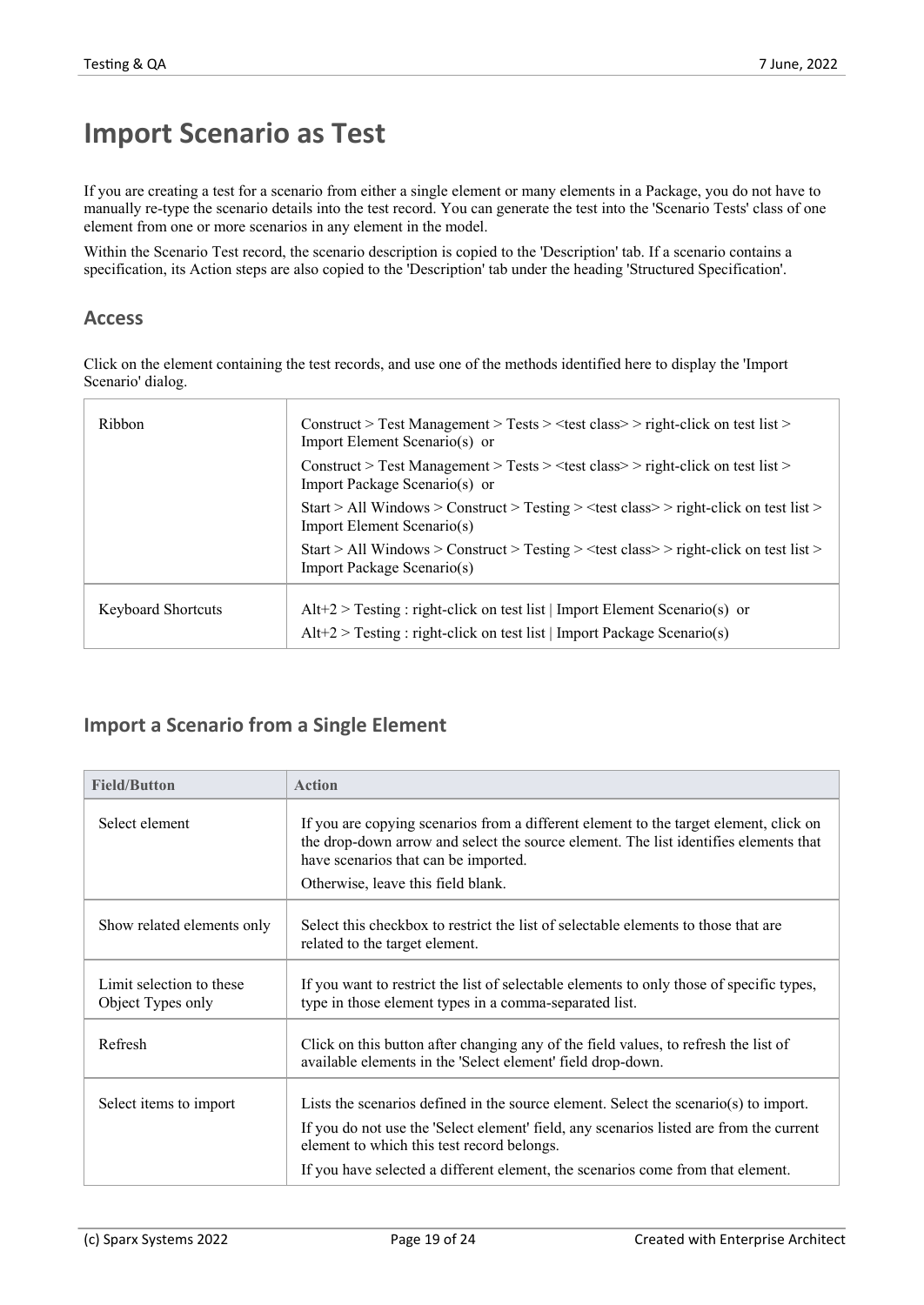# Import Scenario as Test

If you are creating a test for a scenario from either a single element or many elements in a Package, you do not have to manually re-type the scenario details into the test record. You can generate the test into the 'Scenario Tests' class of one element from one or more scenarios in any element in the model.

Within the Scenario Test record, the scenario description is copied to the 'Description' tab. If a scenario contains a specification, its Action steps are also copied to the 'Description' tab under the heading 'Structured Specification'.

## Access

Click on the element containing the test records, and use one of the methods identified here to display the 'Import Scenario' dialog.

| | |
|---|---|
| Ribbon | Construct > Test Management > Tests > <test class> > right-click on test list > Import Element Scenario(s) or<br>Construct > Test Management > Tests > <test class> > right-click on test list > Import Package Scenario(s) or<br>Start > All Windows > Construct > Testing > <test class> > right-click on test list > Import Element Scenario(s)<br>Start > All Windows > Construct > Testing > <test class> > right-click on test list > Import Package Scenario(s) |
| Keyboard Shortcuts | Alt+2 > Testing : right-click on test list \| Import Element Scenario(s) or<br>Alt+2 > Testing : right-click on test list \| Import Package Scenario(s) |

## Import a Scenario from a Single Element

| Field/Button | Action |
|---|---|
| Select element | If you are copying scenarios from a different element to the target element, click on the drop-down arrow and select the source element. The list identifies elements that have scenarios that can be imported.<br>Otherwise, leave this field blank. |
| Show related elements only | Select this checkbox to restrict the list of selectable elements to those that are related to the target element. |
| Limit selection to these Object Types only | If you want to restrict the list of selectable elements to only those of specific types, type in those element types in a comma-separated list. |
| Refresh | Click on this button after changing any of the field values, to refresh the list of available elements in the 'Select element' field drop-down. |
| Select items to import | Lists the scenarios defined in the source element. Select the scenario(s) to import.<br>If you do not use the 'Select element' field, any scenarios listed are from the current element to which this test record belongs.<br>If you have selected a different element, the scenarios come from that element. |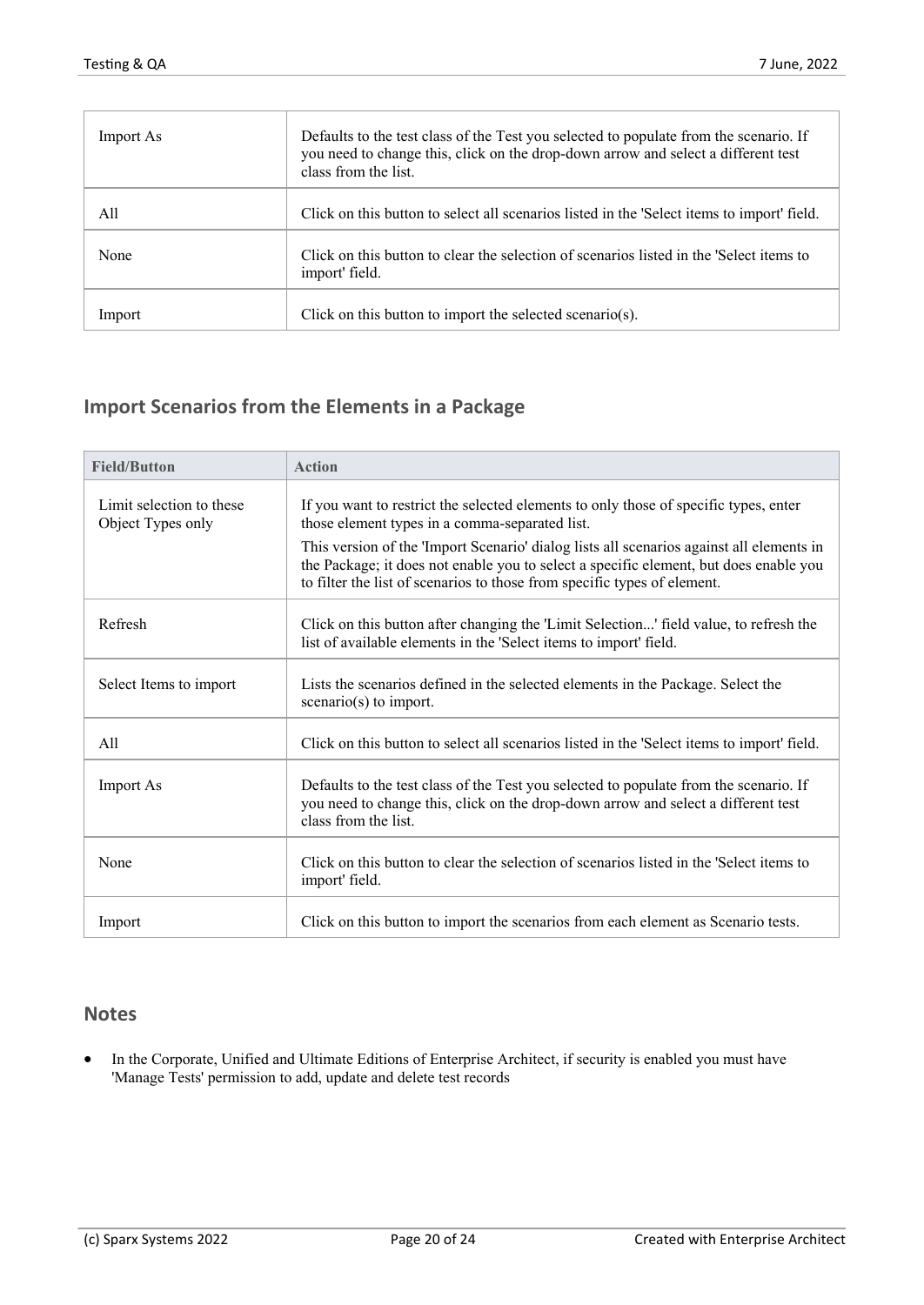| | |
|---|---|
| Import As | Defaults to the test class of the Test you selected to populate from the scenario. If you need to change this, click on the drop-down arrow and select a different test class from the list. |
| All | Click on this button to select all scenarios listed in the 'Select items to import' field. |
| None | Click on this button to clear the selection of scenarios listed in the 'Select items to import' field. |
| Import | Click on this button to import the selected scenario(s). |

## Import Scenarios from the Elements in a Package

| Field/Button | Action |
|---|---|
| Limit selection to these Object Types only | If you want to restrict the selected elements to only those of specific types, enter those element types in a comma-separated list.<br>This version of the 'Import Scenario' dialog lists all scenarios against all elements in the Package; it does not enable you to select a specific element, but does enable you to filter the list of scenarios to those from specific types of element. |
| Refresh | Click on this button after changing the 'Limit Selection...' field value, to refresh the list of available elements in the 'Select items to import' field. |
| Select Items to import | Lists the scenarios defined in the selected elements in the Package. Select the scenario(s) to import. |
| All | Click on this button to select all scenarios listed in the 'Select items to import' field. |
| Import As | Defaults to the test class of the Test you selected to populate from the scenario. If you need to change this, click on the drop-down arrow and select a different test class from the list. |
| None | Click on this button to clear the selection of scenarios listed in the 'Select items to import' field. |
| Import | Click on this button to import the scenarios from each element as Scenario tests. |

## Notes

- In the Corporate, Unified and Ultimate Editions of Enterprise Architect, if security is enabled you must have 'Manage Tests' permission to add, update and delete test records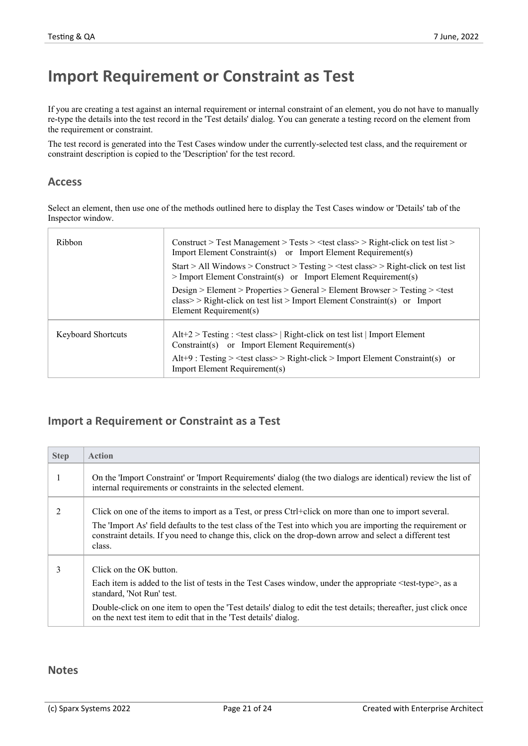# Import Requirement or Constraint as Test

If you are creating a test against an internal requirement or internal constraint of an element, you do not have to manually re-type the details into the test record in the 'Test details' dialog. You can generate a testing record on the element from the requirement or constraint.

The test record is generated into the Test Cases window under the currently-selected test class, and the requirement or constraint description is copied to the 'Description' for the test record.

## Access

Select an element, then use one of the methods outlined here to display the Test Cases window or 'Details' tab of the Inspector window.

| | |
|---|---|
| Ribbon | Construct > Test Management > Tests > <test class> > Right-click on test list > Import Element Constraint(s) or Import Element Requirement(s)<br>Start > All Windows > Construct > Testing > <test class> > Right-click on test list > Import Element Constraint(s) or Import Element Requirement(s)<br>Design > Element > Properties > General > Element Browser > Testing > <test class> > Right-click on test list > Import Element Constraint(s) or Import Element Requirement(s) |
| Keyboard Shortcuts | Alt+2 > Testing : <test class> \| Right-click on test list \| Import Element Constraint(s) or Import Element Requirement(s)<br>Alt+9 : Testing > <test class> > Right-click > Import Element Constraint(s) or Import Element Requirement(s) |

## Import a Requirement or Constraint as a Test

| Step | Action |
|---|---|
| 1 | On the 'Import Constraint' or 'Import Requirements' dialog (the two dialogs are identical) review the list of internal requirements or constraints in the selected element. |
| 2 | Click on one of the items to import as a Test, or press Ctrl+click on more than one to import several.<br>The 'Import As' field defaults to the test class of the Test into which you are importing the requirement or constraint details. If you need to change this, click on the drop-down arrow and select a different test class. |
| 3 | Click on the OK button.<br>Each item is added to the list of tests in the Test Cases window, under the appropriate <test-type>, as a standard, 'Not Run' test.<br>Double-click on one item to open the 'Test details' dialog to edit the test details; thereafter, just click once on the next test item to edit that in the 'Test details' dialog. |

## Notes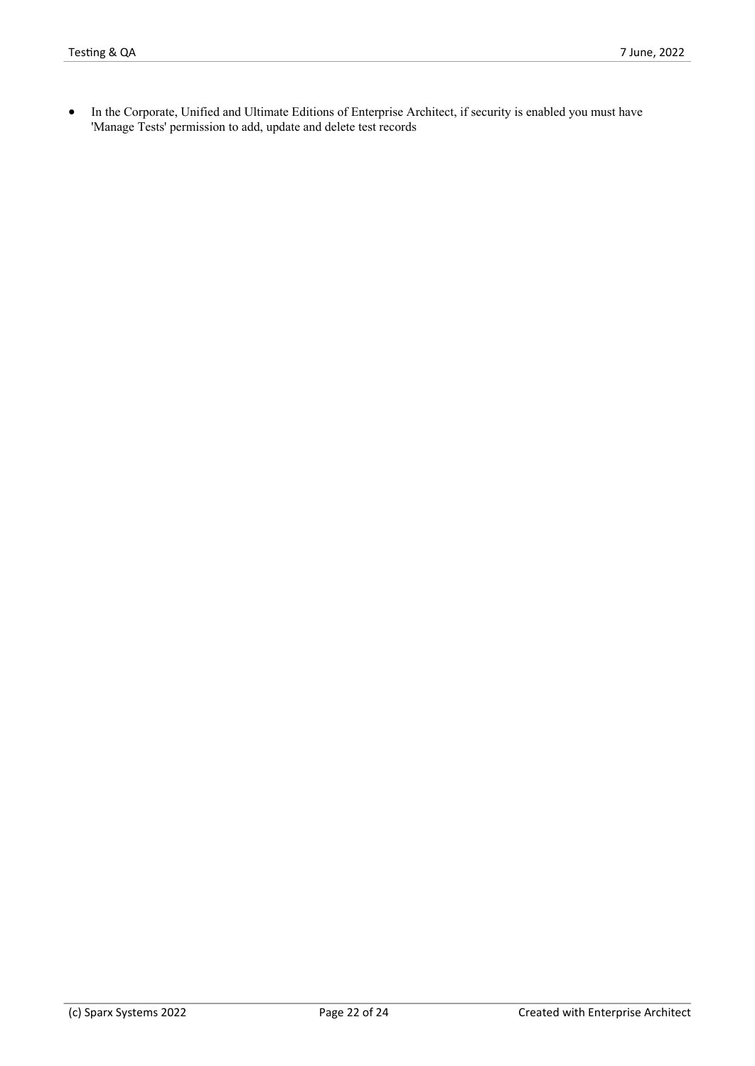- In the Corporate, Unified and Ultimate Editions of Enterprise Architect, if security is enabled you must have 'Manage Tests' permission to add, update and delete test records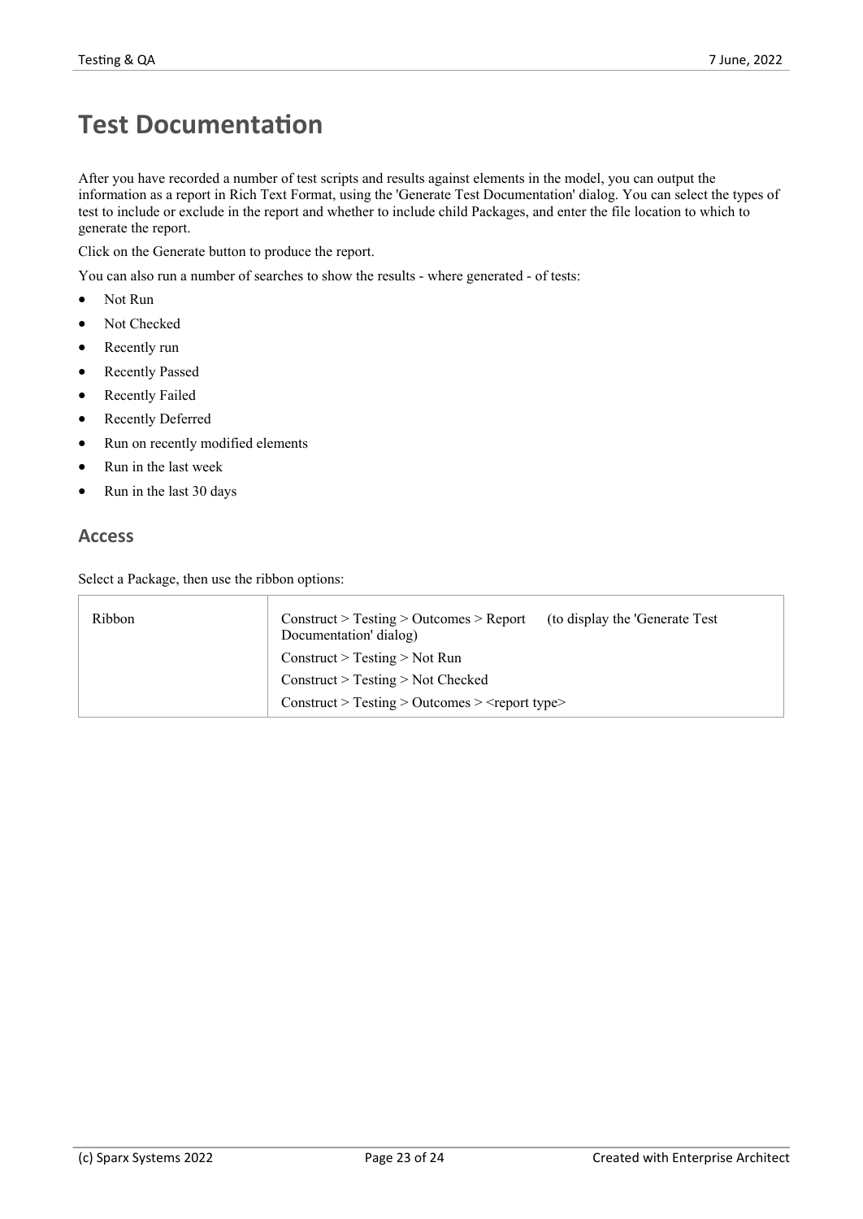# Test Documentation

After you have recorded a number of test scripts and results against elements in the model, you can output the information as a report in Rich Text Format, using the 'Generate Test Documentation' dialog. You can select the types of test to include or exclude in the report and whether to include child Packages, and enter the file location to which to generate the report.

Click on the Generate button to produce the report.

You can also run a number of searches to show the results - where generated - of tests:

- Not Run
- Not Checked
- Recently run
- Recently Passed
- Recently Failed
- Recently Deferred
- Run on recently modified elements
- Run in the last week
- Run in the last 30 days

## Access

Select a Package, then use the ribbon options:

| | |
|---|---|
| Ribbon | Construct > Testing > Outcomes > Report (to display the 'Generate Test Documentation' dialog)<br>Construct > Testing > Not Run<br>Construct > Testing > Not Checked<br>Construct > Testing > Outcomes > <report type> |